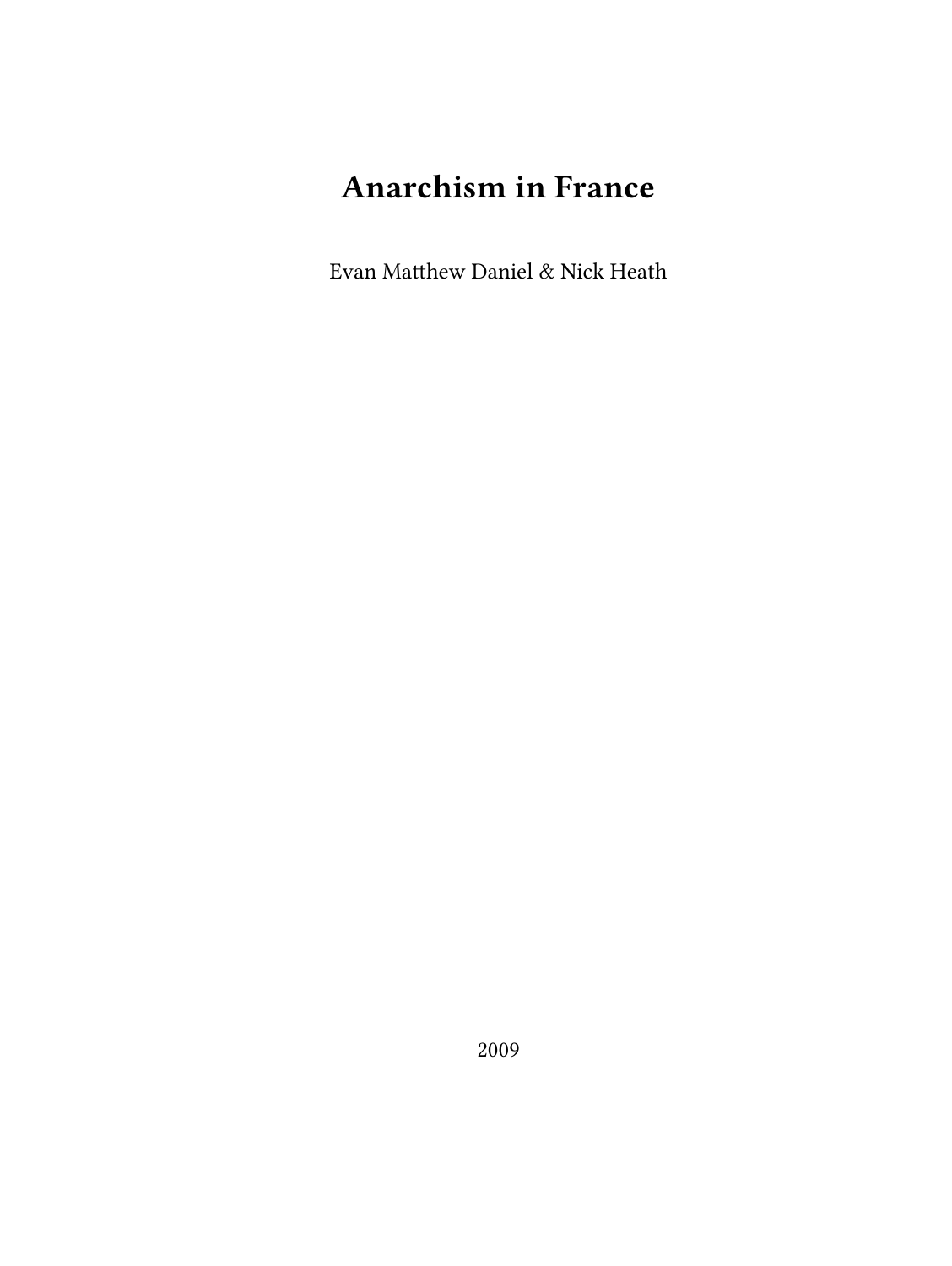# Anarchism in France

Evan Matthew Daniel & Nick Heath

2009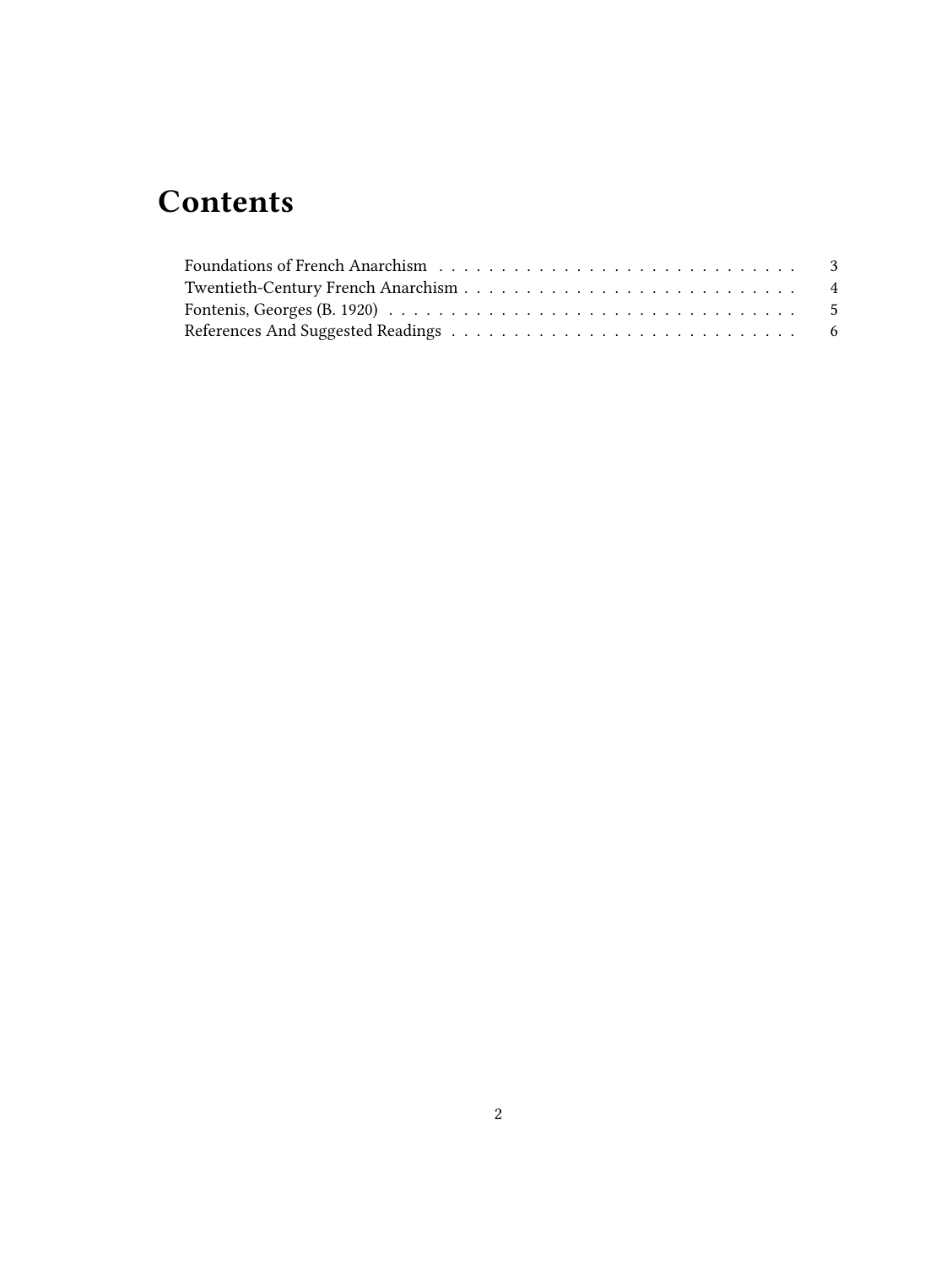# Contents

Foundations of French Anarchism . . . . . . . . . . . . . . . . . . . . . . . . . . . . . 3
Twentieth-Century French Anarchism . . . . . . . . . . . . . . . . . . . . . . . . . . . 4
Fontenis, Georges (B. 1920) . . . . . . . . . . . . . . . . . . . . . . . . . . . . . . . . 5
References And Suggested Readings . . . . . . . . . . . . . . . . . . . . . . . . . . . 6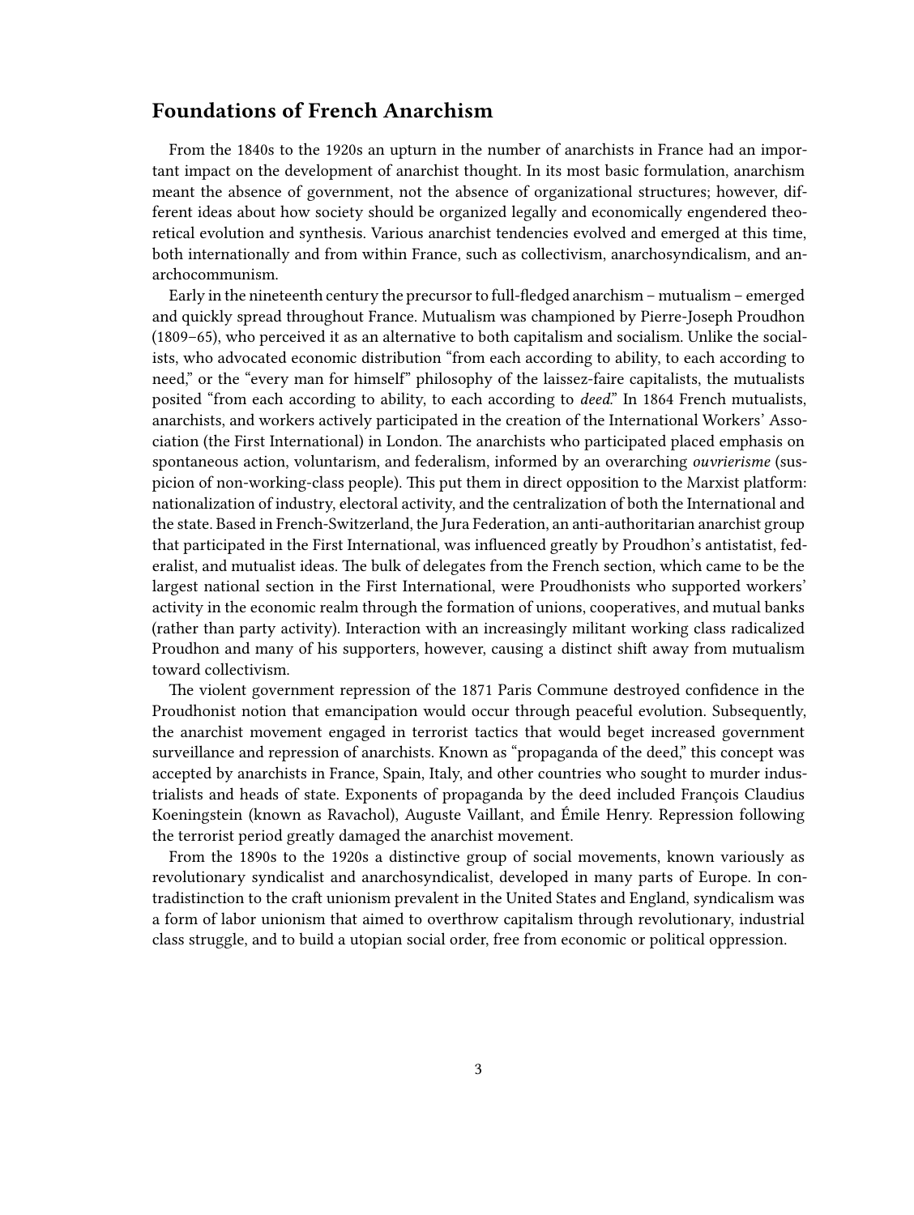## Foundations of French Anarchism

From the 1840s to the 1920s an upturn in the number of anarchists in France had an important impact on the development of anarchist thought. In its most basic formulation, anarchism meant the absence of government, not the absence of organizational structures; however, different ideas about how society should be organized legally and economically engendered theoretical evolution and synthesis. Various anarchist tendencies evolved and emerged at this time, both internationally and from within France, such as collectivism, anarchosyndicalism, and anarchocommunism.

Early in the nineteenth century the precursor to full-fledged anarchism – mutualism – emerged and quickly spread throughout France. Mutualism was championed by Pierre-Joseph Proudhon (1809–65), who perceived it as an alternative to both capitalism and socialism. Unlike the socialists, who advocated economic distribution "from each according to ability, to each according to need," or the "every man for himself" philosophy of the laissez-faire capitalists, the mutualists posited "from each according to ability, to each according to *deed*." In 1864 French mutualists, anarchists, and workers actively participated in the creation of the International Workers' Association (the First International) in London. The anarchists who participated placed emphasis on spontaneous action, voluntarism, and federalism, informed by an overarching *ouvrierisme* (suspicion of non-working-class people). This put them in direct opposition to the Marxist platform: nationalization of industry, electoral activity, and the centralization of both the International and the state. Based in French-Switzerland, the Jura Federation, an anti-authoritarian anarchist group that participated in the First International, was influenced greatly by Proudhon's antistatist, federalist, and mutualist ideas. The bulk of delegates from the French section, which came to be the largest national section in the First International, were Proudhonists who supported workers' activity in the economic realm through the formation of unions, cooperatives, and mutual banks (rather than party activity). Interaction with an increasingly militant working class radicalized Proudhon and many of his supporters, however, causing a distinct shift away from mutualism toward collectivism.

The violent government repression of the 1871 Paris Commune destroyed confidence in the Proudhonist notion that emancipation would occur through peaceful evolution. Subsequently, the anarchist movement engaged in terrorist tactics that would beget increased government surveillance and repression of anarchists. Known as "propaganda of the deed," this concept was accepted by anarchists in France, Spain, Italy, and other countries who sought to murder industrialists and heads of state. Exponents of propaganda by the deed included François Claudius Koeningstein (known as Ravachol), Auguste Vaillant, and Émile Henry. Repression following the terrorist period greatly damaged the anarchist movement.

From the 1890s to the 1920s a distinctive group of social movements, known variously as revolutionary syndicalist and anarchosyndicalist, developed in many parts of Europe. In contradistinction to the craft unionism prevalent in the United States and England, syndicalism was a form of labor unionism that aimed to overthrow capitalism through revolutionary, industrial class struggle, and to build a utopian social order, free from economic or political oppression.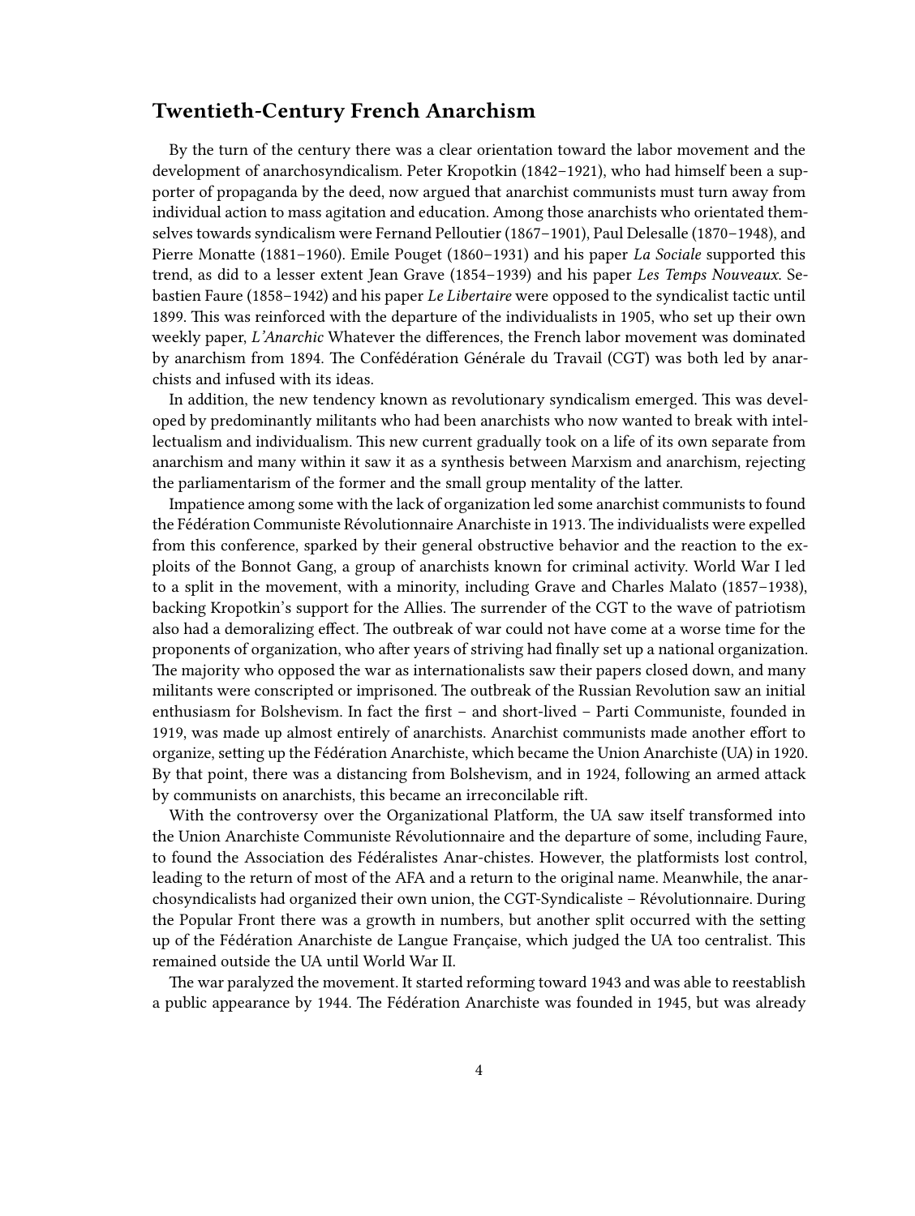## Twentieth-Century French Anarchism

By the turn of the century there was a clear orientation toward the labor movement and the development of anarchosyndicalism. Peter Kropotkin (1842–1921), who had himself been a supporter of propaganda by the deed, now argued that anarchist communists must turn away from individual action to mass agitation and education. Among those anarchists who orientated themselves towards syndicalism were Fernand Pelloutier (1867–1901), Paul Delesalle (1870–1948), and Pierre Monatte (1881–1960). Emile Pouget (1860–1931) and his paper *La Sociale* supported this trend, as did to a lesser extent Jean Grave (1854–1939) and his paper *Les Temps Nouveaux*. Sebastien Faure (1858–1942) and his paper *Le Libertaire* were opposed to the syndicalist tactic until 1899. This was reinforced with the departure of the individualists in 1905, who set up their own weekly paper, *L'Anarchic* Whatever the differences, the French labor movement was dominated by anarchism from 1894. The Confédération Générale du Travail (CGT) was both led by anarchists and infused with its ideas.

In addition, the new tendency known as revolutionary syndicalism emerged. This was developed by predominantly militants who had been anarchists who now wanted to break with intellectualism and individualism. This new current gradually took on a life of its own separate from anarchism and many within it saw it as a synthesis between Marxism and anarchism, rejecting the parliamentarism of the former and the small group mentality of the latter.

Impatience among some with the lack of organization led some anarchist communists to found the Fédération Communiste Révolutionnaire Anarchiste in 1913. The individualists were expelled from this conference, sparked by their general obstructive behavior and the reaction to the exploits of the Bonnot Gang, a group of anarchists known for criminal activity. World War I led to a split in the movement, with a minority, including Grave and Charles Malato (1857–1938), backing Kropotkin's support for the Allies. The surrender of the CGT to the wave of patriotism also had a demoralizing effect. The outbreak of war could not have come at a worse time for the proponents of organization, who after years of striving had finally set up a national organization. The majority who opposed the war as internationalists saw their papers closed down, and many militants were conscripted or imprisoned. The outbreak of the Russian Revolution saw an initial enthusiasm for Bolshevism. In fact the first – and short-lived – Parti Communiste, founded in 1919, was made up almost entirely of anarchists. Anarchist communists made another effort to organize, setting up the Fédération Anarchiste, which became the Union Anarchiste (UA) in 1920. By that point, there was a distancing from Bolshevism, and in 1924, following an armed attack by communists on anarchists, this became an irreconcilable rift.

With the controversy over the Organizational Platform, the UA saw itself transformed into the Union Anarchiste Communiste Révolutionnaire and the departure of some, including Faure, to found the Association des Fédéralistes Anar-chistes. However, the platformists lost control, leading to the return of most of the AFA and a return to the original name. Meanwhile, the anarchosyndicalists had organized their own union, the CGT-Syndicaliste – Révolutionnaire. During the Popular Front there was a growth in numbers, but another split occurred with the setting up of the Fédération Anarchiste de Langue Française, which judged the UA too centralist. This remained outside the UA until World War II.

The war paralyzed the movement. It started reforming toward 1943 and was able to reestablish a public appearance by 1944. The Fédération Anarchiste was founded in 1945, but was already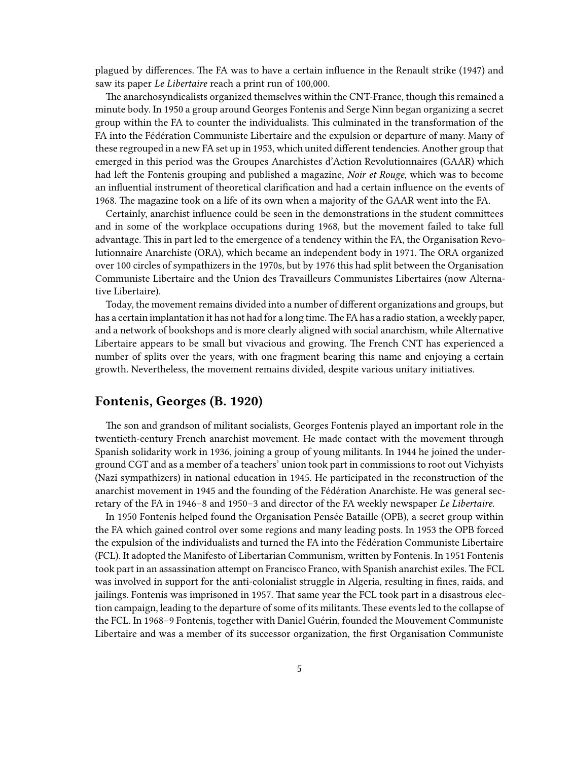plagued by differences. The FA was to have a certain influence in the Renault strike (1947) and saw its paper *Le Libertaire* reach a print run of 100,000.

The anarchosyndicalists organized themselves within the CNT-France, though this remained a minute body. In 1950 a group around Georges Fontenis and Serge Ninn began organizing a secret group within the FA to counter the individualists. This culminated in the transformation of the FA into the Fédération Communiste Libertaire and the expulsion or departure of many. Many of these regrouped in a new FA set up in 1953, which united different tendencies. Another group that emerged in this period was the Groupes Anarchistes d'Action Revolutionnaires (GAAR) which had left the Fontenis grouping and published a magazine, *Noir et Rouge*, which was to become an influential instrument of theoretical clarification and had a certain influence on the events of 1968. The magazine took on a life of its own when a majority of the GAAR went into the FA.

Certainly, anarchist influence could be seen in the demonstrations in the student committees and in some of the workplace occupations during 1968, but the movement failed to take full advantage. This in part led to the emergence of a tendency within the FA, the Organisation Revolutionnaire Anarchiste (ORA), which became an independent body in 1971. The ORA organized over 100 circles of sympathizers in the 1970s, but by 1976 this had split between the Organisation Communiste Libertaire and the Union des Travailleurs Communistes Libertaires (now Alternative Libertaire).

Today, the movement remains divided into a number of different organizations and groups, but has a certain implantation it has not had for a long time. The FA has a radio station, a weekly paper, and a network of bookshops and is more clearly aligned with social anarchism, while Alternative Libertaire appears to be small but vivacious and growing. The French CNT has experienced a number of splits over the years, with one fragment bearing this name and enjoying a certain growth. Nevertheless, the movement remains divided, despite various unitary initiatives.

## Fontenis, Georges (B. 1920)

The son and grandson of militant socialists, Georges Fontenis played an important role in the twentieth-century French anarchist movement. He made contact with the movement through Spanish solidarity work in 1936, joining a group of young militants. In 1944 he joined the underground CGT and as a member of a teachers' union took part in commissions to root out Vichyists (Nazi sympathizers) in national education in 1945. He participated in the reconstruction of the anarchist movement in 1945 and the founding of the Fédération Anarchiste. He was general secretary of the FA in 1946–8 and 1950–3 and director of the FA weekly newspaper *Le Libertaire*.

In 1950 Fontenis helped found the Organisation Pensée Bataille (OPB), a secret group within the FA which gained control over some regions and many leading posts. In 1953 the OPB forced the expulsion of the individualists and turned the FA into the Fédération Communiste Libertaire (FCL). It adopted the Manifesto of Libertarian Communism, written by Fontenis. In 1951 Fontenis took part in an assassination attempt on Francisco Franco, with Spanish anarchist exiles. The FCL was involved in support for the anti-colonialist struggle in Algeria, resulting in fines, raids, and jailings. Fontenis was imprisoned in 1957. That same year the FCL took part in a disastrous election campaign, leading to the departure of some of its militants. These events led to the collapse of the FCL. In 1968–9 Fontenis, together with Daniel Guérin, founded the Mouvement Communiste Libertaire and was a member of its successor organization, the first Organisation Communiste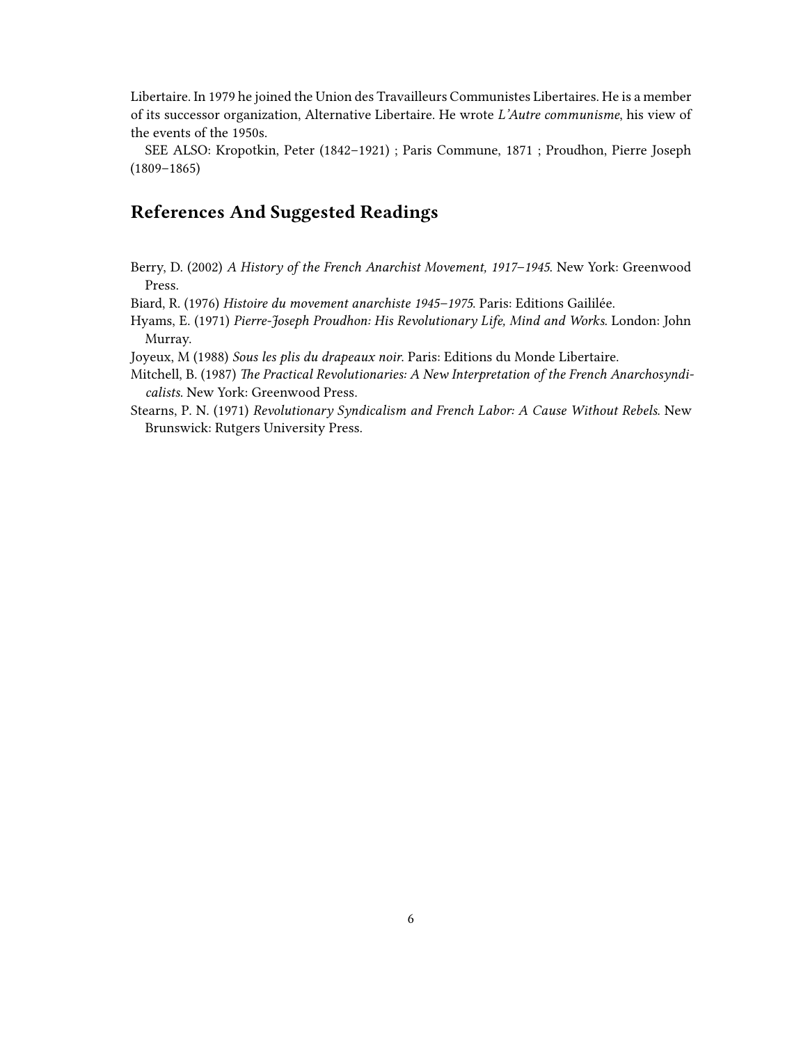Libertaire. In 1979 he joined the Union des Travailleurs Communistes Libertaires. He is a member of its successor organization, Alternative Libertaire. He wrote *L'Autre communisme*, his view of the events of the 1950s.

SEE ALSO: Kropotkin, Peter (1842–1921) ; Paris Commune, 1871 ; Proudhon, Pierre Joseph (1809–1865)

## References And Suggested Readings

Berry, D. (2002) *A History of the French Anarchist Movement, 1917–1945*. New York: Greenwood Press.

Biard, R. (1976) *Histoire du movement anarchiste 1945–1975*. Paris: Editions Gaililée.

Hyams, E. (1971) *Pierre-Joseph Proudhon: His Revolutionary Life, Mind and Works*. London: John Murray.

Joyeux, M (1988) *Sous les plis du drapeaux noir*. Paris: Editions du Monde Libertaire.

Mitchell, B. (1987) *The Practical Revolutionaries: A New Interpretation of the French Anarchosyndicalists*. New York: Greenwood Press.

Stearns, P. N. (1971) *Revolutionary Syndicalism and French Labor: A Cause Without Rebels*. New Brunswick: Rutgers University Press.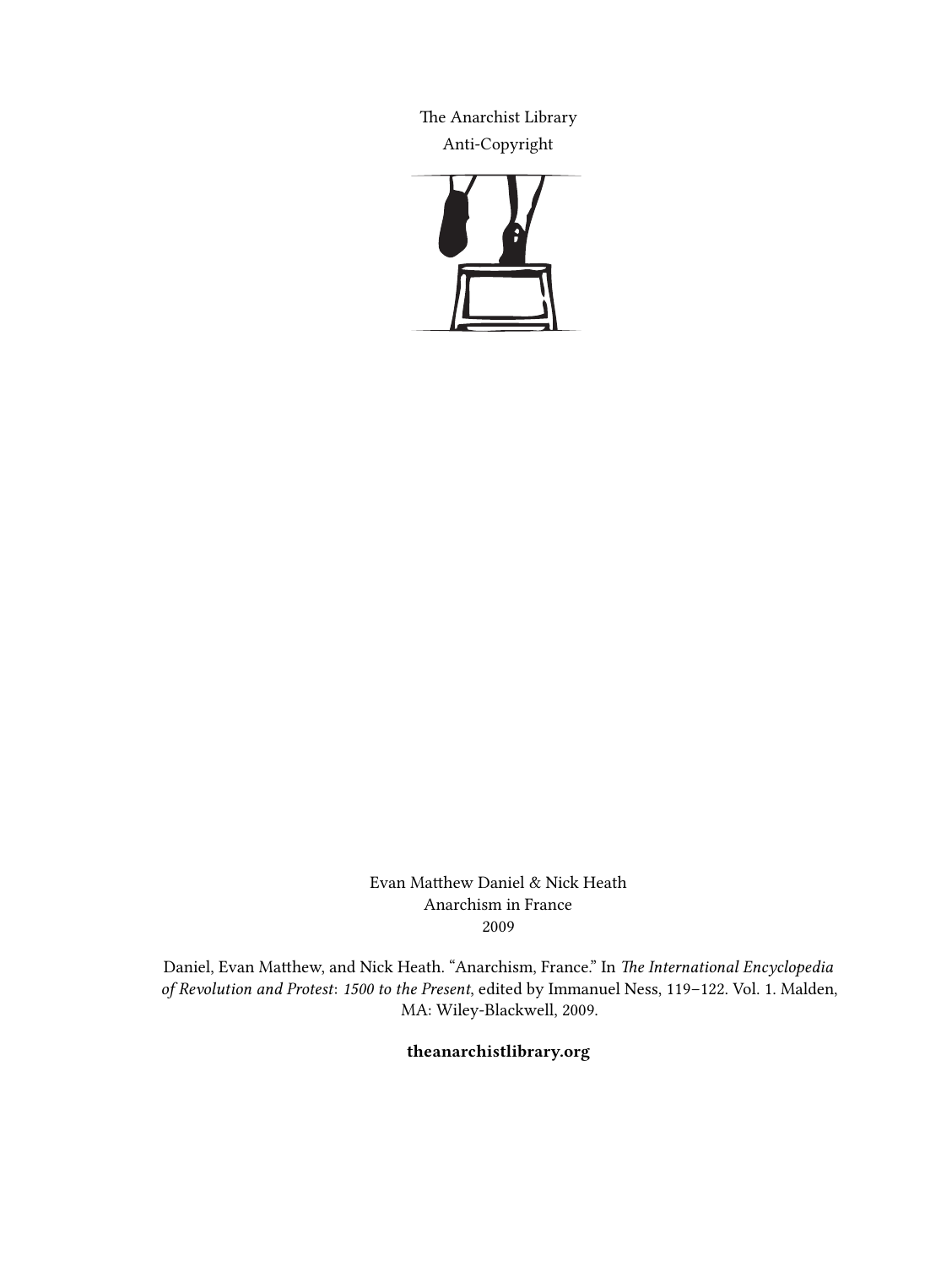The Anarchist Library
Anti-Copyright

Evan Matthew Daniel & Nick Heath
Anarchism in France
2009

Daniel, Evan Matthew, and Nick Heath. "Anarchism, France." In *The International Encyclopedia of Revolution and Protest: 1500 to the Present*, edited by Immanuel Ness, 119–122. Vol. 1. Malden, MA: Wiley-Blackwell, 2009.

**theanarchistlibrary.org**